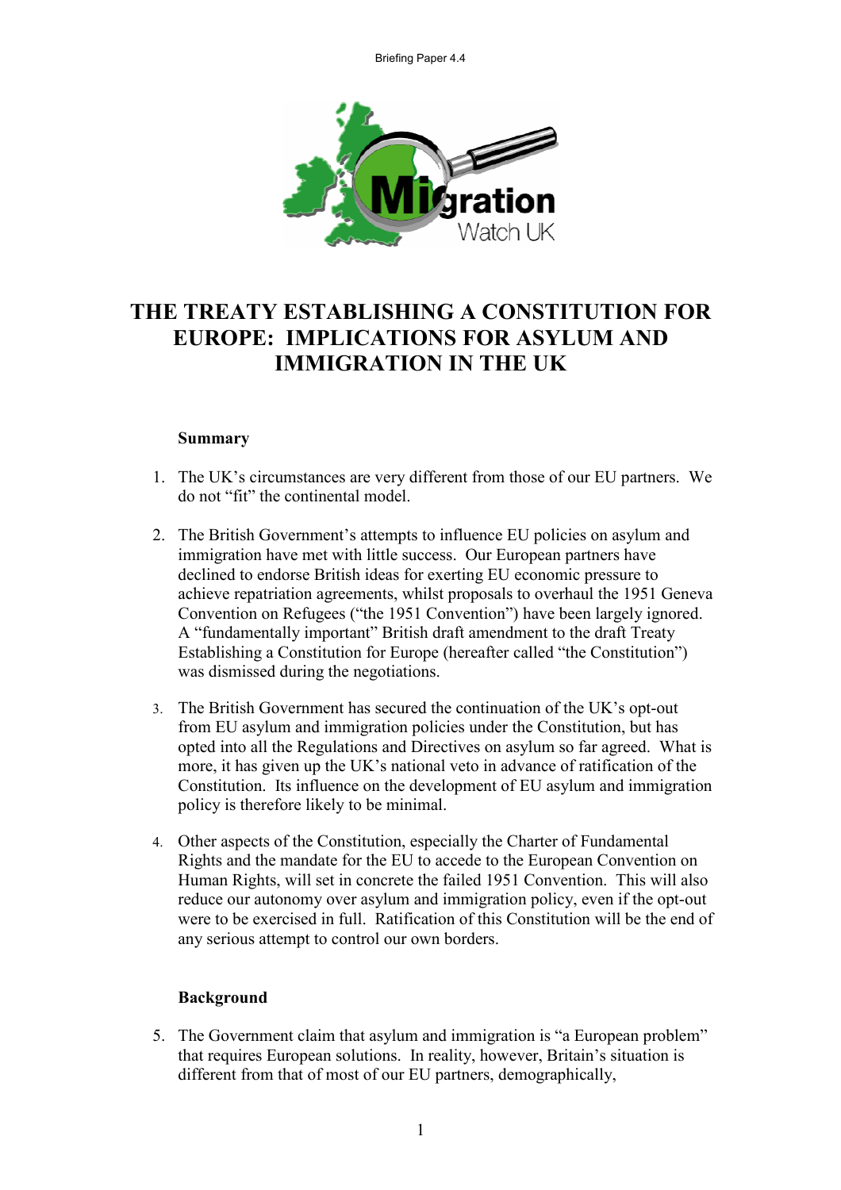# THE TREATY ESTABLISHING A CONSTITUTION FOR EUROPE: IMPLICATIONS FOR ASYLUM AND IMMIGRATION IN THE UK

**Summary**

1. The UK's circumstances are very different from those of our EU partners. We do not "fit" the continental model.

2. The British Government's attempts to influence EU policies on asylum and immigration have met with little success. Our European partners have declined to endorse British ideas for exerting EU economic pressure to achieve repatriation agreements, whilst proposals to overhaul the 1951 Geneva Convention on Refugees ("the 1951 Convention") have been largely ignored. A "fundamentally important" British draft amendment to the draft Treaty Establishing a Constitution for Europe (hereafter called "the Constitution") was dismissed during the negotiations.

3. The British Government has secured the continuation of the UK's opt-out from EU asylum and immigration policies under the Constitution, but has opted into all the Regulations and Directives on asylum so far agreed. What is more, it has given up the UK's national veto in advance of ratification of the Constitution. Its influence on the development of EU asylum and immigration policy is therefore likely to be minimal.

4. Other aspects of the Constitution, especially the Charter of Fundamental Rights and the mandate for the EU to accede to the European Convention on Human Rights, will set in concrete the failed 1951 Convention. This will also reduce our autonomy over asylum and immigration policy, even if the opt-out were to be exercised in full. Ratification of this Constitution will be the end of any serious attempt to control our own borders.

**Background**

5. The Government claim that asylum and immigration is "a European problem" that requires European solutions. In reality, however, Britain's situation is different from that of most of our EU partners, demographically,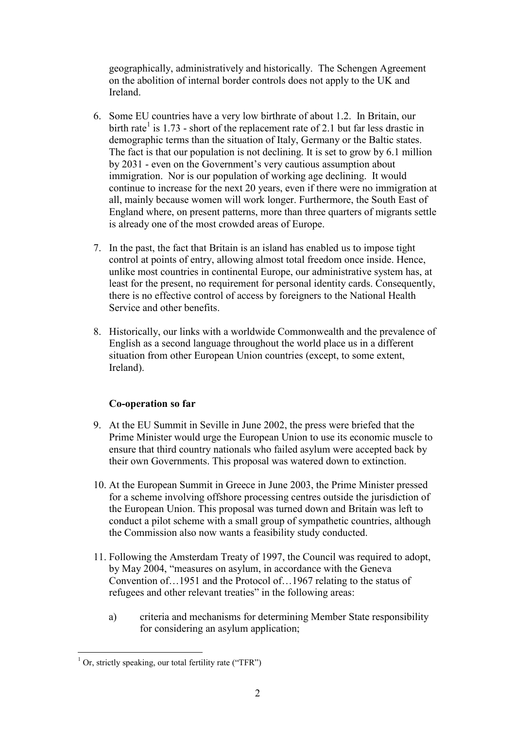geographically, administratively and historically. The Schengen Agreement on the abolition of internal border controls does not apply to the UK and Ireland.

6. Some EU countries have a very low birthrate of about 1.2. In Britain, our birth rate[1] is 1.73 - short of the replacement rate of 2.1 but far less drastic in demographic terms than the situation of Italy, Germany or the Baltic states. The fact is that our population is not declining. It is set to grow by 6.1 million by 2031 - even on the Government's very cautious assumption about immigration. Nor is our population of working age declining. It would continue to increase for the next 20 years, even if there were no immigration at all, mainly because women will work longer. Furthermore, the South East of England where, on present patterns, more than three quarters of migrants settle is already one of the most crowded areas of Europe.

7. In the past, the fact that Britain is an island has enabled us to impose tight control at points of entry, allowing almost total freedom once inside. Hence, unlike most countries in continental Europe, our administrative system has, at least for the present, no requirement for personal identity cards. Consequently, there is no effective control of access by foreigners to the National Health Service and other benefits.

8. Historically, our links with a worldwide Commonwealth and the prevalence of English as a second language throughout the world place us in a different situation from other European Union countries (except, to some extent, Ireland).

**Co-operation so far**

9. At the EU Summit in Seville in June 2002, the press were briefed that the Prime Minister would urge the European Union to use its economic muscle to ensure that third country nationals who failed asylum were accepted back by their own Governments. This proposal was watered down to extinction.

10. At the European Summit in Greece in June 2003, the Prime Minister pressed for a scheme involving offshore processing centres outside the jurisdiction of the European Union. This proposal was turned down and Britain was left to conduct a pilot scheme with a small group of sympathetic countries, although the Commission also now wants a feasibility study conducted.

11. Following the Amsterdam Treaty of 1997, the Council was required to adopt, by May 2004, "measures on asylum, in accordance with the Geneva Convention of…1951 and the Protocol of…1967 relating to the status of refugees and other relevant treaties" in the following areas:

    a) criteria and mechanisms for determining Member State responsibility for considering an asylum application;

[1] Or, strictly speaking, our total fertility rate ("TFR")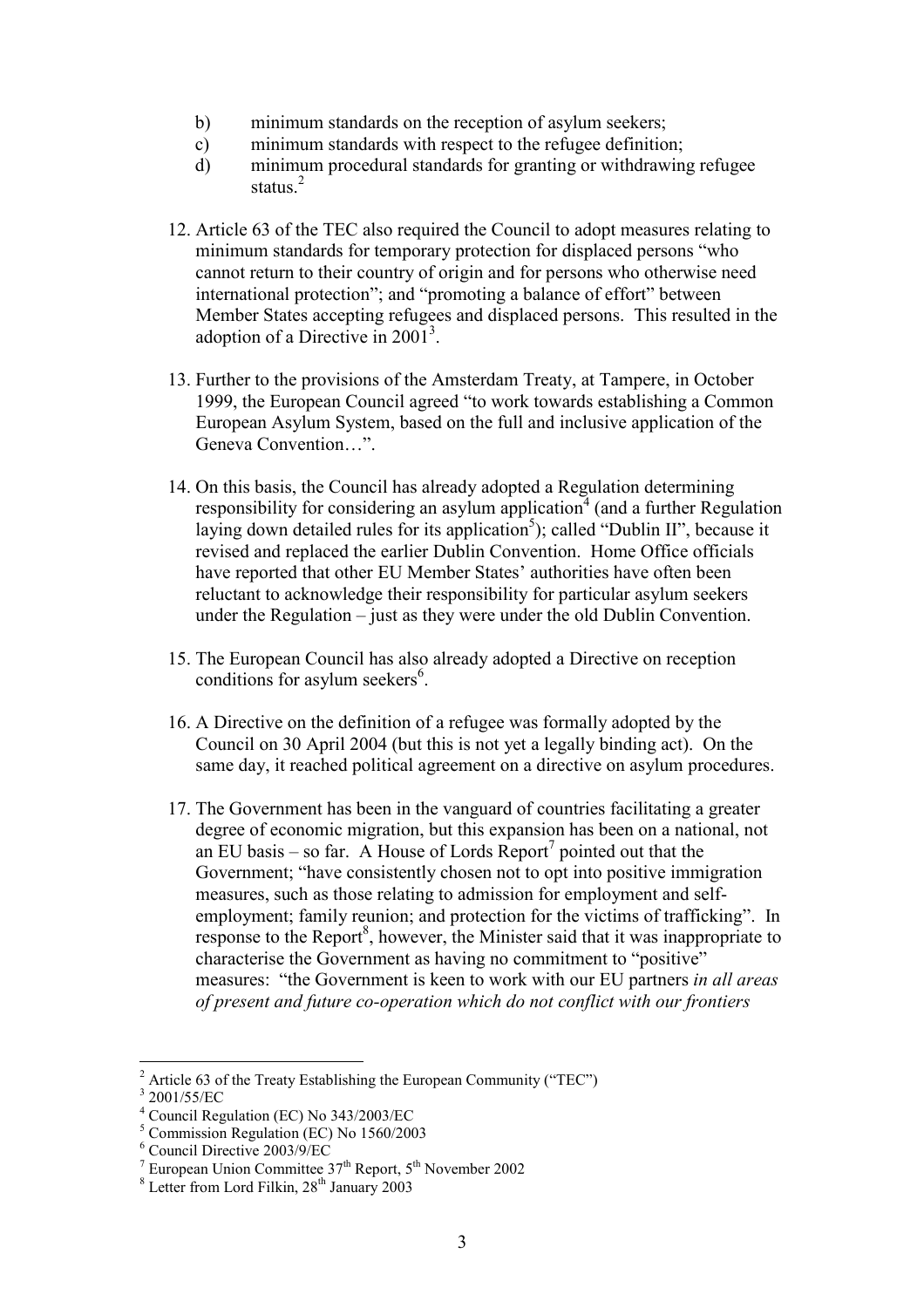b) minimum standards on the reception of asylum seekers;
c) minimum standards with respect to the refugee definition;
d) minimum procedural standards for granting or withdrawing refugee status.[2]

12. Article 63 of the TEC also required the Council to adopt measures relating to minimum standards for temporary protection for displaced persons "who cannot return to their country of origin and for persons who otherwise need international protection"; and "promoting a balance of effort" between Member States accepting refugees and displaced persons. This resulted in the adoption of a Directive in 2001[3].

13. Further to the provisions of the Amsterdam Treaty, at Tampere, in October 1999, the European Council agreed "to work towards establishing a Common European Asylum System, based on the full and inclusive application of the Geneva Convention…".

14. On this basis, the Council has already adopted a Regulation determining responsibility for considering an asylum application[4] (and a further Regulation laying down detailed rules for its application[5]); called "Dublin II", because it revised and replaced the earlier Dublin Convention. Home Office officials have reported that other EU Member States' authorities have often been reluctant to acknowledge their responsibility for particular asylum seekers under the Regulation – just as they were under the old Dublin Convention.

15. The European Council has also already adopted a Directive on reception conditions for asylum seekers[6].

16. A Directive on the definition of a refugee was formally adopted by the Council on 30 April 2004 (but this is not yet a legally binding act). On the same day, it reached political agreement on a directive on asylum procedures.

17. The Government has been in the vanguard of countries facilitating a greater degree of economic migration, but this expansion has been on a national, not an EU basis – so far. A House of Lords Report[7] pointed out that the Government; "have consistently chosen not to opt into positive immigration measures, such as those relating to admission for employment and self-employment; family reunion; and protection for the victims of trafficking". In response to the Report[8], however, the Minister said that it was inappropriate to characterise the Government as having no commitment to "positive" measures: "the Government is keen to work with our EU partners *in all areas of present and future co-operation which do not conflict with our frontiers*

---

[2] Article 63 of the Treaty Establishing the European Community ("TEC")
[3] 2001/55/EC
[4] Council Regulation (EC) No 343/2003/EC
[5] Commission Regulation (EC) No 1560/2003
[6] Council Directive 2003/9/EC
[7] European Union Committee 37th Report, 5th November 2002
[8] Letter from Lord Filkin, 28th January 2003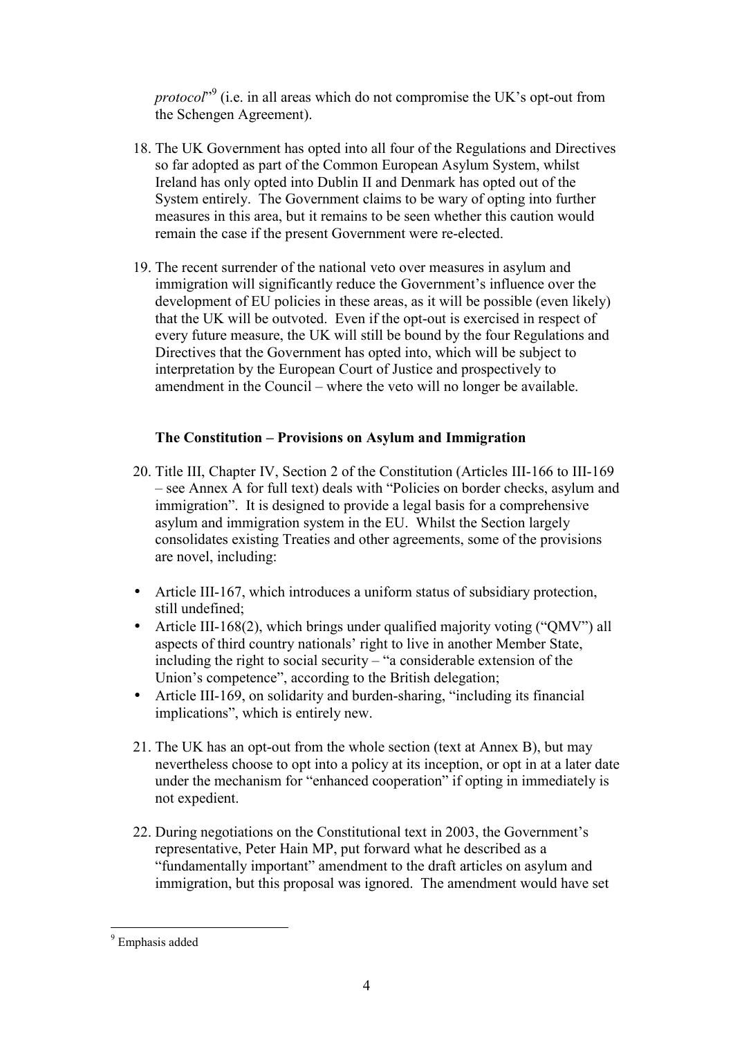*protocol*"[9] (i.e. in all areas which do not compromise the UK's opt-out from the Schengen Agreement).

18. The UK Government has opted into all four of the Regulations and Directives so far adopted as part of the Common European Asylum System, whilst Ireland has only opted into Dublin II and Denmark has opted out of the System entirely. The Government claims to be wary of opting into further measures in this area, but it remains to be seen whether this caution would remain the case if the present Government were re-elected.

19. The recent surrender of the national veto over measures in asylum and immigration will significantly reduce the Government's influence over the development of EU policies in these areas, as it will be possible (even likely) that the UK will be outvoted. Even if the opt-out is exercised in respect of every future measure, the UK will still be bound by the four Regulations and Directives that the Government has opted into, which will be subject to interpretation by the European Court of Justice and prospectively to amendment in the Council – where the veto will no longer be available.

### The Constitution – Provisions on Asylum and Immigration

20. Title III, Chapter IV, Section 2 of the Constitution (Articles III-166 to III-169 – see Annex A for full text) deals with "Policies on border checks, asylum and immigration". It is designed to provide a legal basis for a comprehensive asylum and immigration system in the EU. Whilst the Section largely consolidates existing Treaties and other agreements, some of the provisions are novel, including:

- Article III-167, which introduces a uniform status of subsidiary protection, still undefined;
- Article III-168(2), which brings under qualified majority voting ("QMV") all aspects of third country nationals' right to live in another Member State, including the right to social security – "a considerable extension of the Union's competence", according to the British delegation;
- Article III-169, on solidarity and burden-sharing, "including its financial implications", which is entirely new.

21. The UK has an opt-out from the whole section (text at Annex B), but may nevertheless choose to opt into a policy at its inception, or opt in at a later date under the mechanism for "enhanced cooperation" if opting in immediately is not expedient.

22. During negotiations on the Constitutional text in 2003, the Government's representative, Peter Hain MP, put forward what he described as a "fundamentally important" amendment to the draft articles on asylum and immigration, but this proposal was ignored. The amendment would have set

[9] Emphasis added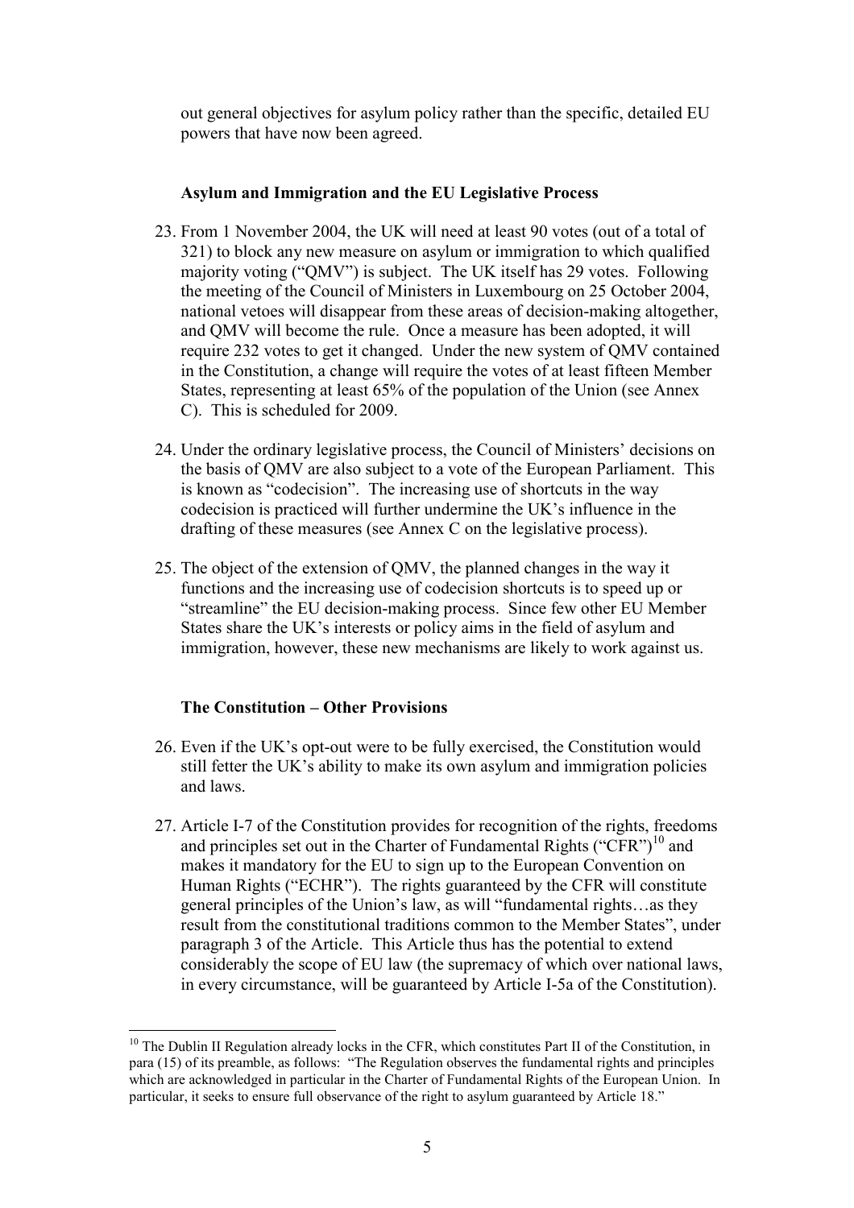out general objectives for asylum policy rather than the specific, detailed EU powers that have now been agreed.

### Asylum and Immigration and the EU Legislative Process

23. From 1 November 2004, the UK will need at least 90 votes (out of a total of 321) to block any new measure on asylum or immigration to which qualified majority voting ("QMV") is subject. The UK itself has 29 votes. Following the meeting of the Council of Ministers in Luxembourg on 25 October 2004, national vetoes will disappear from these areas of decision-making altogether, and QMV will become the rule. Once a measure has been adopted, it will require 232 votes to get it changed. Under the new system of QMV contained in the Constitution, a change will require the votes of at least fifteen Member States, representing at least 65% of the population of the Union (see Annex C). This is scheduled for 2009.

24. Under the ordinary legislative process, the Council of Ministers' decisions on the basis of QMV are also subject to a vote of the European Parliament. This is known as "codecision". The increasing use of shortcuts in the way codecision is practiced will further undermine the UK's influence in the drafting of these measures (see Annex C on the legislative process).

25. The object of the extension of QMV, the planned changes in the way it functions and the increasing use of codecision shortcuts is to speed up or "streamline" the EU decision-making process. Since few other EU Member States share the UK's interests or policy aims in the field of asylum and immigration, however, these new mechanisms are likely to work against us.

### The Constitution – Other Provisions

26. Even if the UK's opt-out were to be fully exercised, the Constitution would still fetter the UK's ability to make its own asylum and immigration policies and laws.

27. Article I-7 of the Constitution provides for recognition of the rights, freedoms and principles set out in the Charter of Fundamental Rights ("CFR")[10] and makes it mandatory for the EU to sign up to the European Convention on Human Rights ("ECHR"). The rights guaranteed by the CFR will constitute general principles of the Union's law, as will "fundamental rights…as they result from the constitutional traditions common to the Member States", under paragraph 3 of the Article. This Article thus has the potential to extend considerably the scope of EU law (the supremacy of which over national laws, in every circumstance, will be guaranteed by Article I-5a of the Constitution).

---

[10] The Dublin II Regulation already locks in the CFR, which constitutes Part II of the Constitution, in para (15) of its preamble, as follows: "The Regulation observes the fundamental rights and principles which are acknowledged in particular in the Charter of Fundamental Rights of the European Union. In particular, it seeks to ensure full observance of the right to asylum guaranteed by Article 18."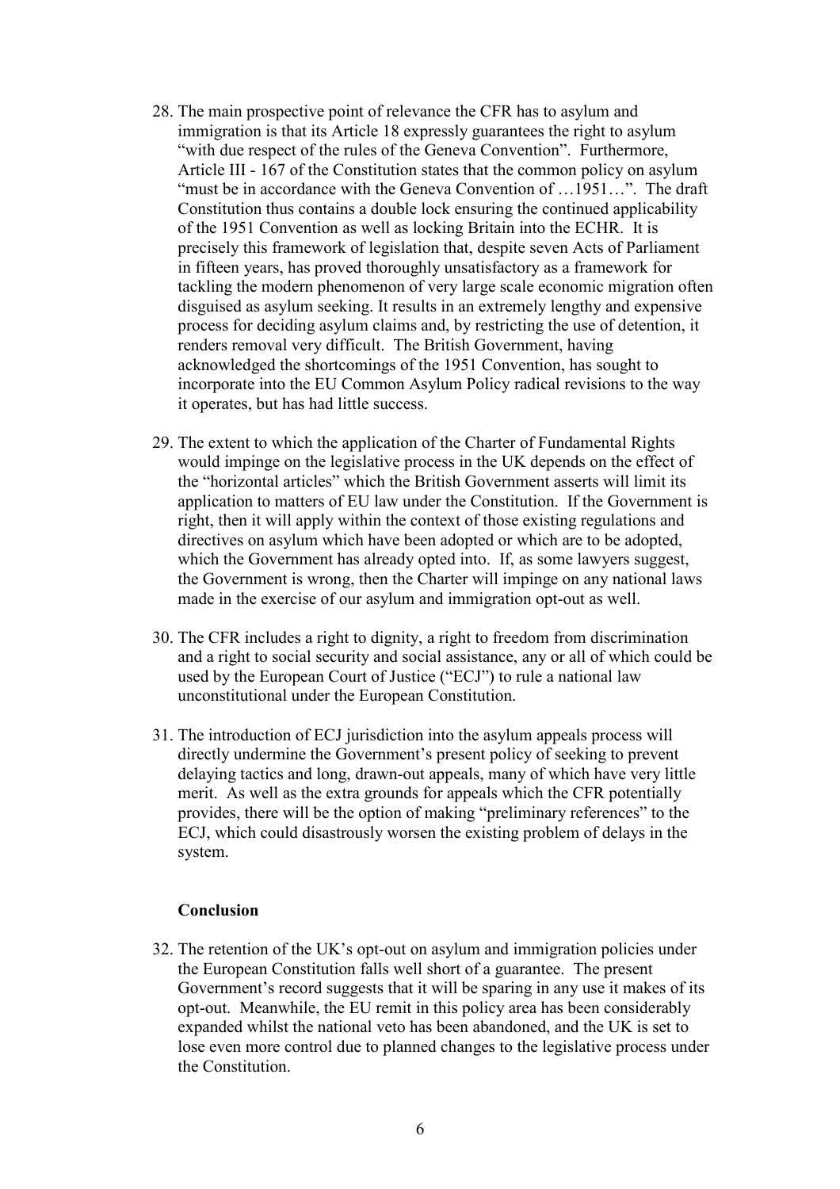28. The main prospective point of relevance the CFR has to asylum and immigration is that its Article 18 expressly guarantees the right to asylum "with due respect of the rules of the Geneva Convention". Furthermore, Article III - 167 of the Constitution states that the common policy on asylum "must be in accordance with the Geneva Convention of …1951…". The draft Constitution thus contains a double lock ensuring the continued applicability of the 1951 Convention as well as locking Britain into the ECHR. It is precisely this framework of legislation that, despite seven Acts of Parliament in fifteen years, has proved thoroughly unsatisfactory as a framework for tackling the modern phenomenon of very large scale economic migration often disguised as asylum seeking. It results in an extremely lengthy and expensive process for deciding asylum claims and, by restricting the use of detention, it renders removal very difficult. The British Government, having acknowledged the shortcomings of the 1951 Convention, has sought to incorporate into the EU Common Asylum Policy radical revisions to the way it operates, but has had little success.

29. The extent to which the application of the Charter of Fundamental Rights would impinge on the legislative process in the UK depends on the effect of the "horizontal articles" which the British Government asserts will limit its application to matters of EU law under the Constitution. If the Government is right, then it will apply within the context of those existing regulations and directives on asylum which have been adopted or which are to be adopted, which the Government has already opted into. If, as some lawyers suggest, the Government is wrong, then the Charter will impinge on any national laws made in the exercise of our asylum and immigration opt-out as well.

30. The CFR includes a right to dignity, a right to freedom from discrimination and a right to social security and social assistance, any or all of which could be used by the European Court of Justice ("ECJ") to rule a national law unconstitutional under the European Constitution.

31. The introduction of ECJ jurisdiction into the asylum appeals process will directly undermine the Government's present policy of seeking to prevent delaying tactics and long, drawn-out appeals, many of which have very little merit. As well as the extra grounds for appeals which the CFR potentially provides, there will be the option of making "preliminary references" to the ECJ, which could disastrously worsen the existing problem of delays in the system.

**Conclusion**

32. The retention of the UK's opt-out on asylum and immigration policies under the European Constitution falls well short of a guarantee. The present Government's record suggests that it will be sparing in any use it makes of its opt-out. Meanwhile, the EU remit in this policy area has been considerably expanded whilst the national veto has been abandoned, and the UK is set to lose even more control due to planned changes to the legislative process under the Constitution.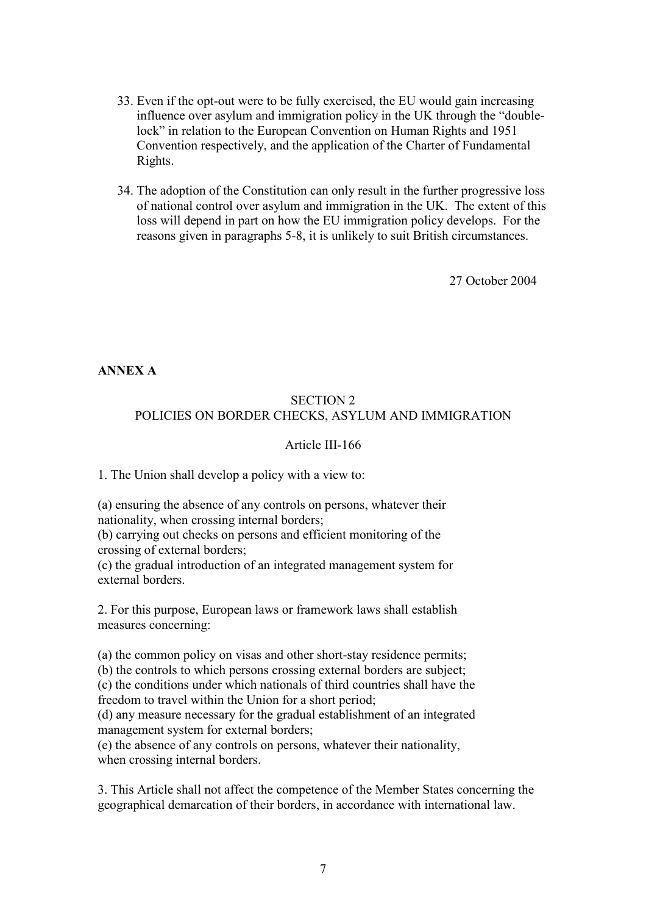33. Even if the opt-out were to be fully exercised, the EU would gain increasing influence over asylum and immigration policy in the UK through the "double-lock" in relation to the European Convention on Human Rights and 1951 Convention respectively, and the application of the Charter of Fundamental Rights.

34. The adoption of the Constitution can only result in the further progressive loss of national control over asylum and immigration in the UK. The extent of this loss will depend in part on how the EU immigration policy develops. For the reasons given in paragraphs 5-8, it is unlikely to suit British circumstances.

27 October 2004

**ANNEX A**

SECTION 2
POLICIES ON BORDER CHECKS, ASYLUM AND IMMIGRATION

Article III-166

1. The Union shall develop a policy with a view to:

(a) ensuring the absence of any controls on persons, whatever their nationality, when crossing internal borders;
(b) carrying out checks on persons and efficient monitoring of the crossing of external borders;
(c) the gradual introduction of an integrated management system for external borders.

2. For this purpose, European laws or framework laws shall establish measures concerning:

(a) the common policy on visas and other short-stay residence permits;
(b) the controls to which persons crossing external borders are subject;
(c) the conditions under which nationals of third countries shall have the freedom to travel within the Union for a short period;
(d) any measure necessary for the gradual establishment of an integrated management system for external borders;
(e) the absence of any controls on persons, whatever their nationality, when crossing internal borders.

3. This Article shall not affect the competence of the Member States concerning the geographical demarcation of their borders, in accordance with international law.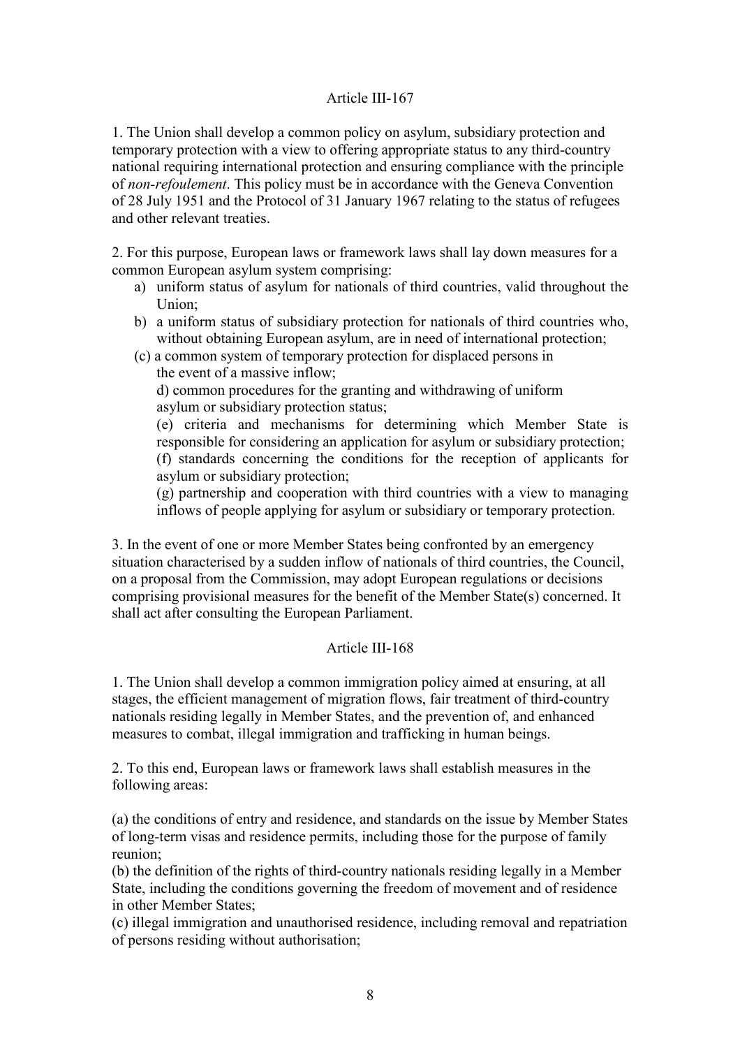Article III-167

1. The Union shall develop a common policy on asylum, subsidiary protection and temporary protection with a view to offering appropriate status to any third-country national requiring international protection and ensuring compliance with the principle of *non-refoulement*. This policy must be in accordance with the Geneva Convention of 28 July 1951 and the Protocol of 31 January 1967 relating to the status of refugees and other relevant treaties.

2. For this purpose, European laws or framework laws shall lay down measures for a common European asylum system comprising:

a) uniform status of asylum for nationals of third countries, valid throughout the Union;
b) a uniform status of subsidiary protection for nationals of third countries who, without obtaining European asylum, are in need of international protection;
(c) a common system of temporary protection for displaced persons in the event of a massive inflow;
d) common procedures for the granting and withdrawing of uniform asylum or subsidiary protection status;
(e) criteria and mechanisms for determining which Member State is responsible for considering an application for asylum or subsidiary protection;
(f) standards concerning the conditions for the reception of applicants for asylum or subsidiary protection;
(g) partnership and cooperation with third countries with a view to managing inflows of people applying for asylum or subsidiary or temporary protection.

3. In the event of one or more Member States being confronted by an emergency situation characterised by a sudden inflow of nationals of third countries, the Council, on a proposal from the Commission, may adopt European regulations or decisions comprising provisional measures for the benefit of the Member State(s) concerned. It shall act after consulting the European Parliament.

Article III-168

1. The Union shall develop a common immigration policy aimed at ensuring, at all stages, the efficient management of migration flows, fair treatment of third-country nationals residing legally in Member States, and the prevention of, and enhanced measures to combat, illegal immigration and trafficking in human beings.

2. To this end, European laws or framework laws shall establish measures in the following areas:

(a) the conditions of entry and residence, and standards on the issue by Member States of long-term visas and residence permits, including those for the purpose of family reunion;
(b) the definition of the rights of third-country nationals residing legally in a Member State, including the conditions governing the freedom of movement and of residence in other Member States;
(c) illegal immigration and unauthorised residence, including removal and repatriation of persons residing without authorisation;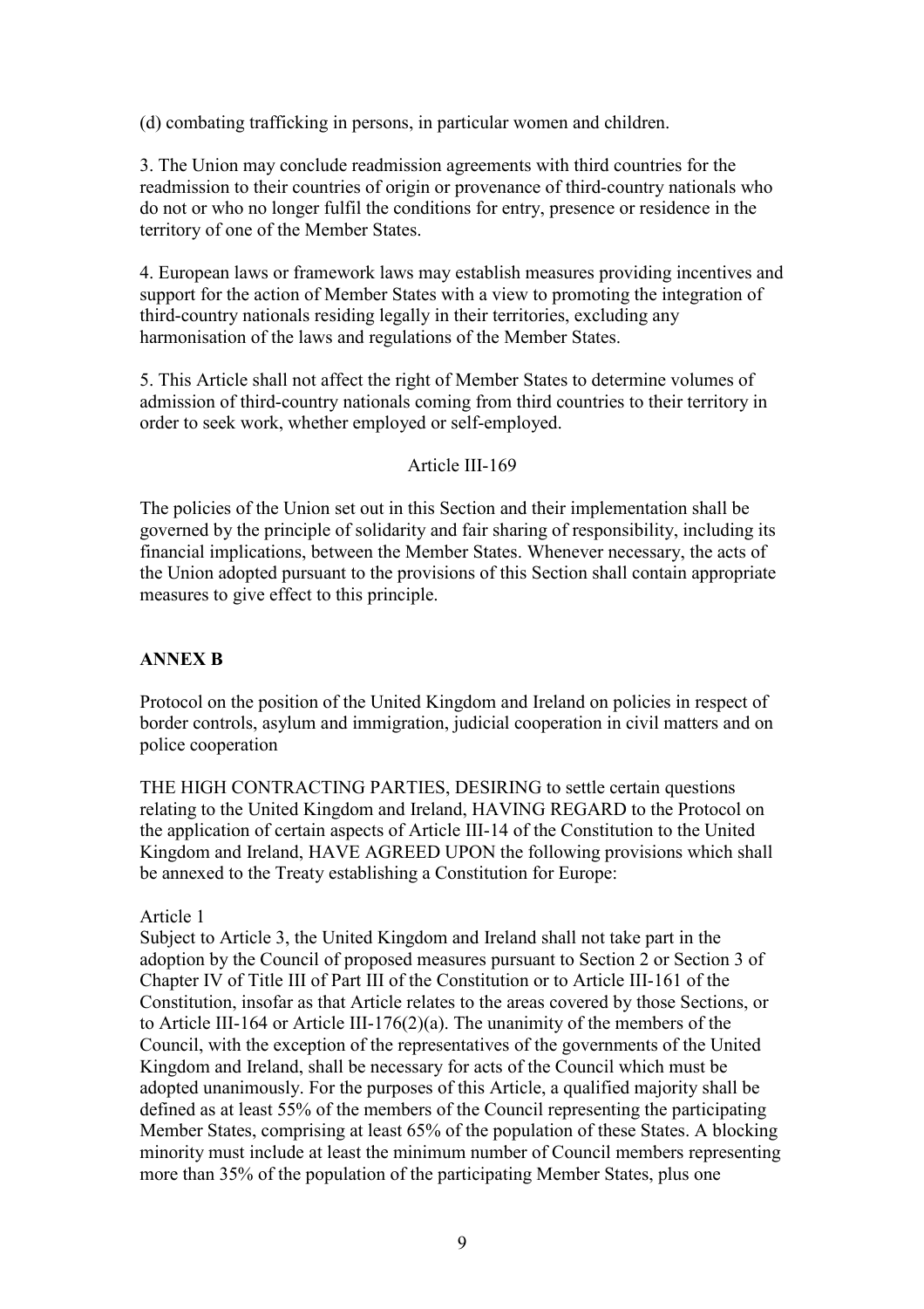(d) combating trafficking in persons, in particular women and children.

3. The Union may conclude readmission agreements with third countries for the readmission to their countries of origin or provenance of third-country nationals who do not or who no longer fulfil the conditions for entry, presence or residence in the territory of one of the Member States.

4. European laws or framework laws may establish measures providing incentives and support for the action of Member States with a view to promoting the integration of third-country nationals residing legally in their territories, excluding any harmonisation of the laws and regulations of the Member States.

5. This Article shall not affect the right of Member States to determine volumes of admission of third-country nationals coming from third countries to their territory in order to seek work, whether employed or self-employed.

Article III-169

The policies of the Union set out in this Section and their implementation shall be governed by the principle of solidarity and fair sharing of responsibility, including its financial implications, between the Member States. Whenever necessary, the acts of the Union adopted pursuant to the provisions of this Section shall contain appropriate measures to give effect to this principle.

## ANNEX B

Protocol on the position of the United Kingdom and Ireland on policies in respect of border controls, asylum and immigration, judicial cooperation in civil matters and on police cooperation

THE HIGH CONTRACTING PARTIES, DESIRING to settle certain questions relating to the United Kingdom and Ireland, HAVING REGARD to the Protocol on the application of certain aspects of Article III-14 of the Constitution to the United Kingdom and Ireland, HAVE AGREED UPON the following provisions which shall be annexed to the Treaty establishing a Constitution for Europe:

Article 1

Subject to Article 3, the United Kingdom and Ireland shall not take part in the adoption by the Council of proposed measures pursuant to Section 2 or Section 3 of Chapter IV of Title III of Part III of the Constitution or to Article III-161 of the Constitution, insofar as that Article relates to the areas covered by those Sections, or to Article III-164 or Article III-176(2)(a). The unanimity of the members of the Council, with the exception of the representatives of the governments of the United Kingdom and Ireland, shall be necessary for acts of the Council which must be adopted unanimously. For the purposes of this Article, a qualified majority shall be defined as at least 55% of the members of the Council representing the participating Member States, comprising at least 65% of the population of these States. A blocking minority must include at least the minimum number of Council members representing more than 35% of the population of the participating Member States, plus one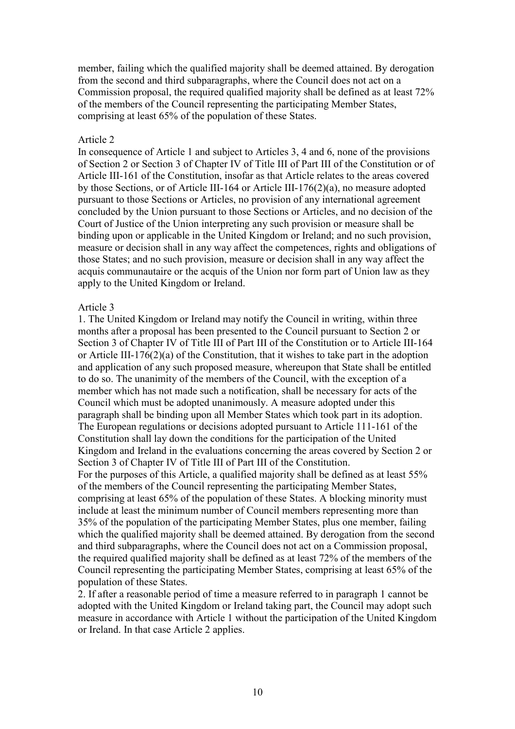member, failing which the qualified majority shall be deemed attained. By derogation from the second and third subparagraphs, where the Council does not act on a Commission proposal, the required qualified majority shall be defined as at least 72% of the members of the Council representing the participating Member States, comprising at least 65% of the population of these States.

Article 2

In consequence of Article 1 and subject to Articles 3, 4 and 6, none of the provisions of Section 2 or Section 3 of Chapter IV of Title III of Part III of the Constitution or of Article III-161 of the Constitution, insofar as that Article relates to the areas covered by those Sections, or of Article III-164 or Article III-176(2)(a), no measure adopted pursuant to those Sections or Articles, no provision of any international agreement concluded by the Union pursuant to those Sections or Articles, and no decision of the Court of Justice of the Union interpreting any such provision or measure shall be binding upon or applicable in the United Kingdom or Ireland; and no such provision, measure or decision shall in any way affect the competences, rights and obligations of those States; and no such provision, measure or decision shall in any way affect the acquis communautaire or the acquis of the Union nor form part of Union law as they apply to the United Kingdom or Ireland.

Article 3

1. The United Kingdom or Ireland may notify the Council in writing, within three months after a proposal has been presented to the Council pursuant to Section 2 or Section 3 of Chapter IV of Title III of Part III of the Constitution or to Article III-164 or Article III-176(2)(a) of the Constitution, that it wishes to take part in the adoption and application of any such proposed measure, whereupon that State shall be entitled to do so. The unanimity of the members of the Council, with the exception of a member which has not made such a notification, shall be necessary for acts of the Council which must be adopted unanimously. A measure adopted under this paragraph shall be binding upon all Member States which took part in its adoption. The European regulations or decisions adopted pursuant to Article 111-161 of the Constitution shall lay down the conditions for the participation of the United Kingdom and Ireland in the evaluations concerning the areas covered by Section 2 or Section 3 of Chapter IV of Title III of Part III of the Constitution.

For the purposes of this Article, a qualified majority shall be defined as at least 55% of the members of the Council representing the participating Member States, comprising at least 65% of the population of these States. A blocking minority must include at least the minimum number of Council members representing more than 35% of the population of the participating Member States, plus one member, failing which the qualified majority shall be deemed attained. By derogation from the second and third subparagraphs, where the Council does not act on a Commission proposal, the required qualified majority shall be defined as at least 72% of the members of the Council representing the participating Member States, comprising at least 65% of the population of these States.

2. If after a reasonable period of time a measure referred to in paragraph 1 cannot be adopted with the United Kingdom or Ireland taking part, the Council may adopt such measure in accordance with Article 1 without the participation of the United Kingdom or Ireland. In that case Article 2 applies.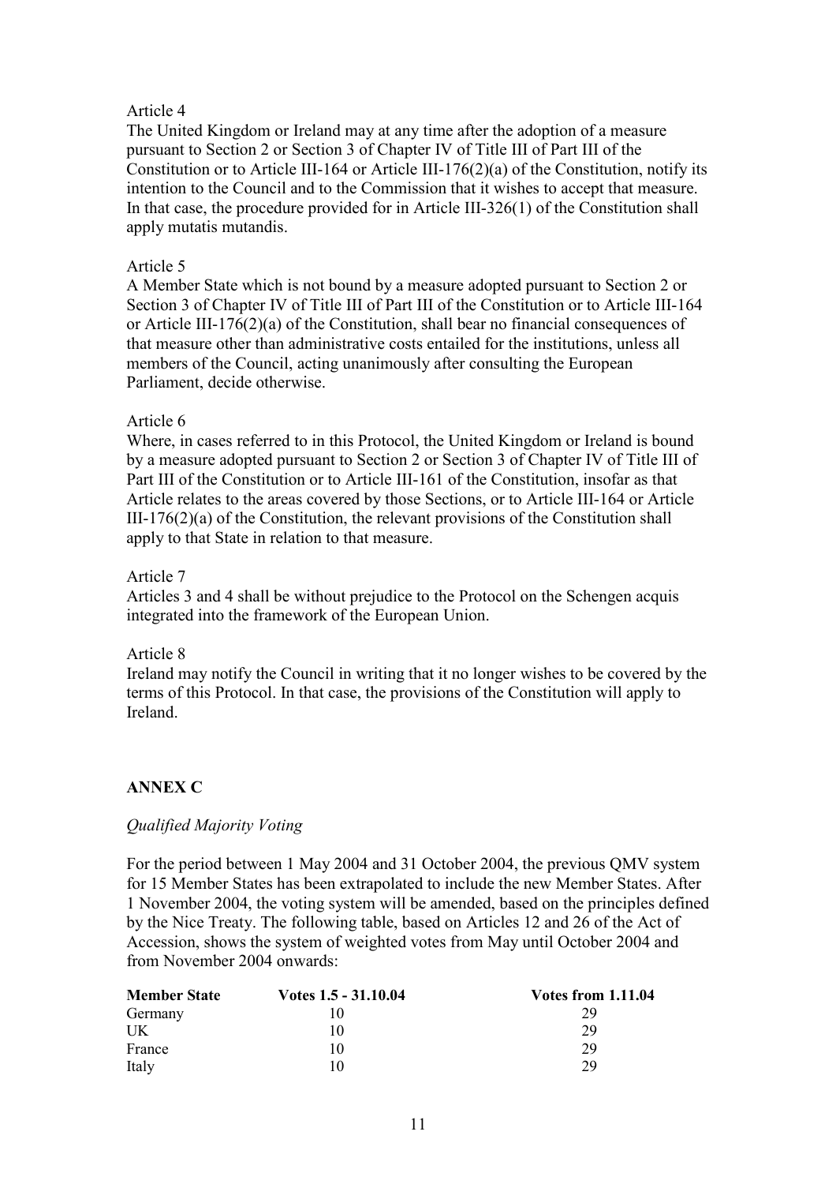Article 4

The United Kingdom or Ireland may at any time after the adoption of a measure pursuant to Section 2 or Section 3 of Chapter IV of Title III of Part III of the Constitution or to Article III-164 or Article III-176(2)(a) of the Constitution, notify its intention to the Council and to the Commission that it wishes to accept that measure. In that case, the procedure provided for in Article III-326(1) of the Constitution shall apply mutatis mutandis.

Article 5

A Member State which is not bound by a measure adopted pursuant to Section 2 or Section 3 of Chapter IV of Title III of Part III of the Constitution or to Article III-164 or Article III-176(2)(a) of the Constitution, shall bear no financial consequences of that measure other than administrative costs entailed for the institutions, unless all members of the Council, acting unanimously after consulting the European Parliament, decide otherwise.

Article 6

Where, in cases referred to in this Protocol, the United Kingdom or Ireland is bound by a measure adopted pursuant to Section 2 or Section 3 of Chapter IV of Title III of Part III of the Constitution or to Article III-161 of the Constitution, insofar as that Article relates to the areas covered by those Sections, or to Article III-164 or Article III-176(2)(a) of the Constitution, the relevant provisions of the Constitution shall apply to that State in relation to that measure.

Article 7

Articles 3 and 4 shall be without prejudice to the Protocol on the Schengen acquis integrated into the framework of the European Union.

Article 8

Ireland may notify the Council in writing that it no longer wishes to be covered by the terms of this Protocol. In that case, the provisions of the Constitution will apply to Ireland.

## ANNEX C

*Qualified Majority Voting*

For the period between 1 May 2004 and 31 October 2004, the previous QMV system for 15 Member States has been extrapolated to include the new Member States. After 1 November 2004, the voting system will be amended, based on the principles defined by the Nice Treaty. The following table, based on Articles 12 and 26 of the Act of Accession, shows the system of weighted votes from May until October 2004 and from November 2004 onwards:

| Member State | Votes 1.5 - 31.10.04 | Votes from 1.11.04 |
|---|---|---|
| Germany | 10 | 29 |
| UK | 10 | 29 |
| France | 10 | 29 |
| Italy | 10 | 29 |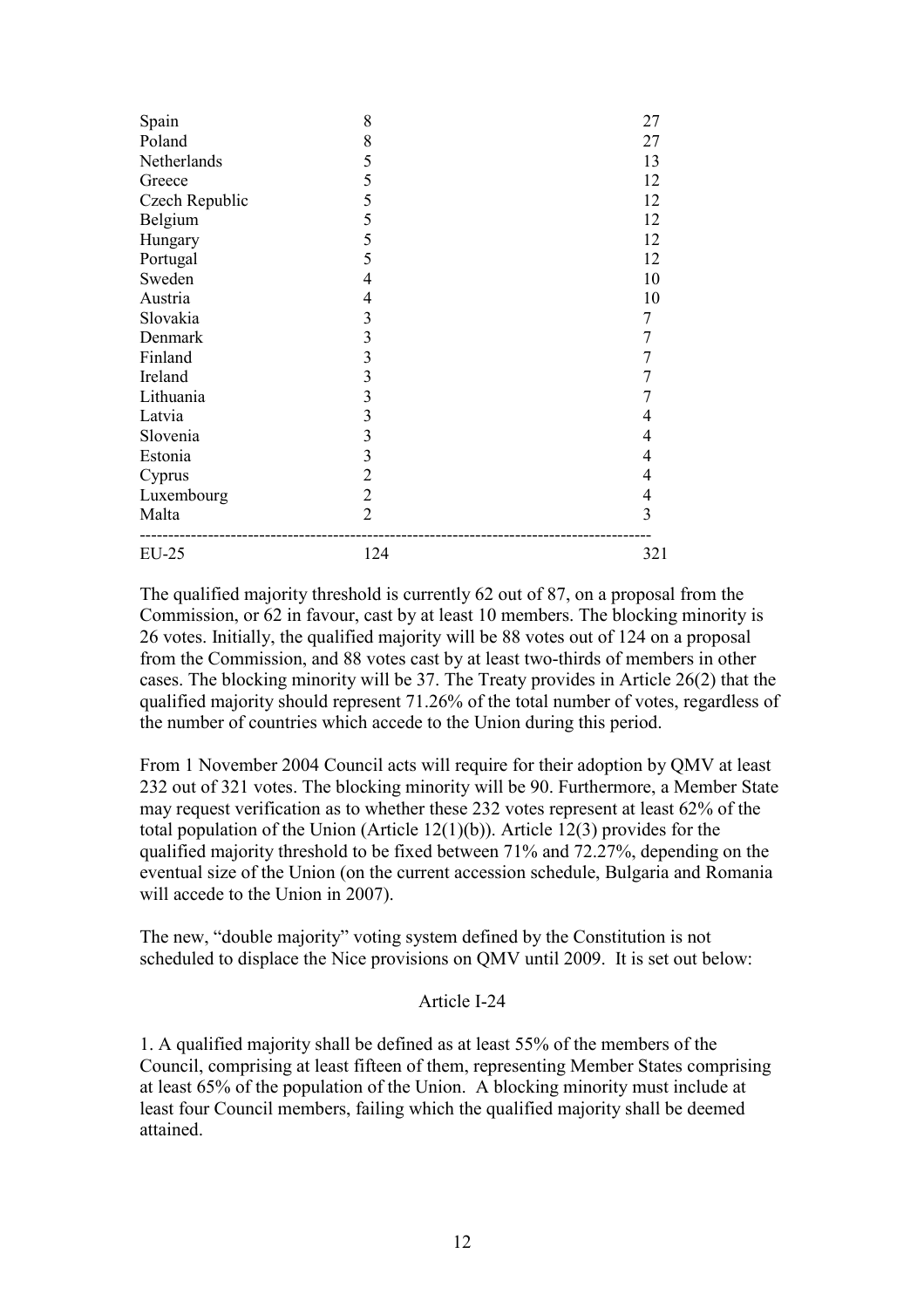| | | |
|---|---|---|
| Spain | 8 | 27 |
| Poland | 8 | 27 |
| Netherlands | 5 | 13 |
| Greece | 5 | 12 |
| Czech Republic | 5 | 12 |
| Belgium | 5 | 12 |
| Hungary | 5 | 12 |
| Portugal | 5 | 12 |
| Sweden | 4 | 10 |
| Austria | 4 | 10 |
| Slovakia | 3 | 7 |
| Denmark | 3 | 7 |
| Finland | 3 | 7 |
| Ireland | 3 | 7 |
| Lithuania | 3 | 7 |
| Latvia | 3 | 4 |
| Slovenia | 3 | 4 |
| Estonia | 3 | 4 |
| Cyprus | 2 | 4 |
| Luxembourg | 2 | 4 |
| Malta | 2 | 3 |
| EU-25 | 124 | 321 |

The qualified majority threshold is currently 62 out of 87, on a proposal from the Commission, or 62 in favour, cast by at least 10 members. The blocking minority is 26 votes. Initially, the qualified majority will be 88 votes out of 124 on a proposal from the Commission, and 88 votes cast by at least two-thirds of members in other cases. The blocking minority will be 37. The Treaty provides in Article 26(2) that the qualified majority should represent 71.26% of the total number of votes, regardless of the number of countries which accede to the Union during this period.

From 1 November 2004 Council acts will require for their adoption by QMV at least 232 out of 321 votes. The blocking minority will be 90. Furthermore, a Member State may request verification as to whether these 232 votes represent at least 62% of the total population of the Union (Article 12(1)(b)). Article 12(3) provides for the qualified majority threshold to be fixed between 71% and 72.27%, depending on the eventual size of the Union (on the current accession schedule, Bulgaria and Romania will accede to the Union in 2007).

The new, "double majority" voting system defined by the Constitution is not scheduled to displace the Nice provisions on QMV until 2009. It is set out below:

Article I-24

1. A qualified majority shall be defined as at least 55% of the members of the Council, comprising at least fifteen of them, representing Member States comprising at least 65% of the population of the Union. A blocking minority must include at least four Council members, failing which the qualified majority shall be deemed attained.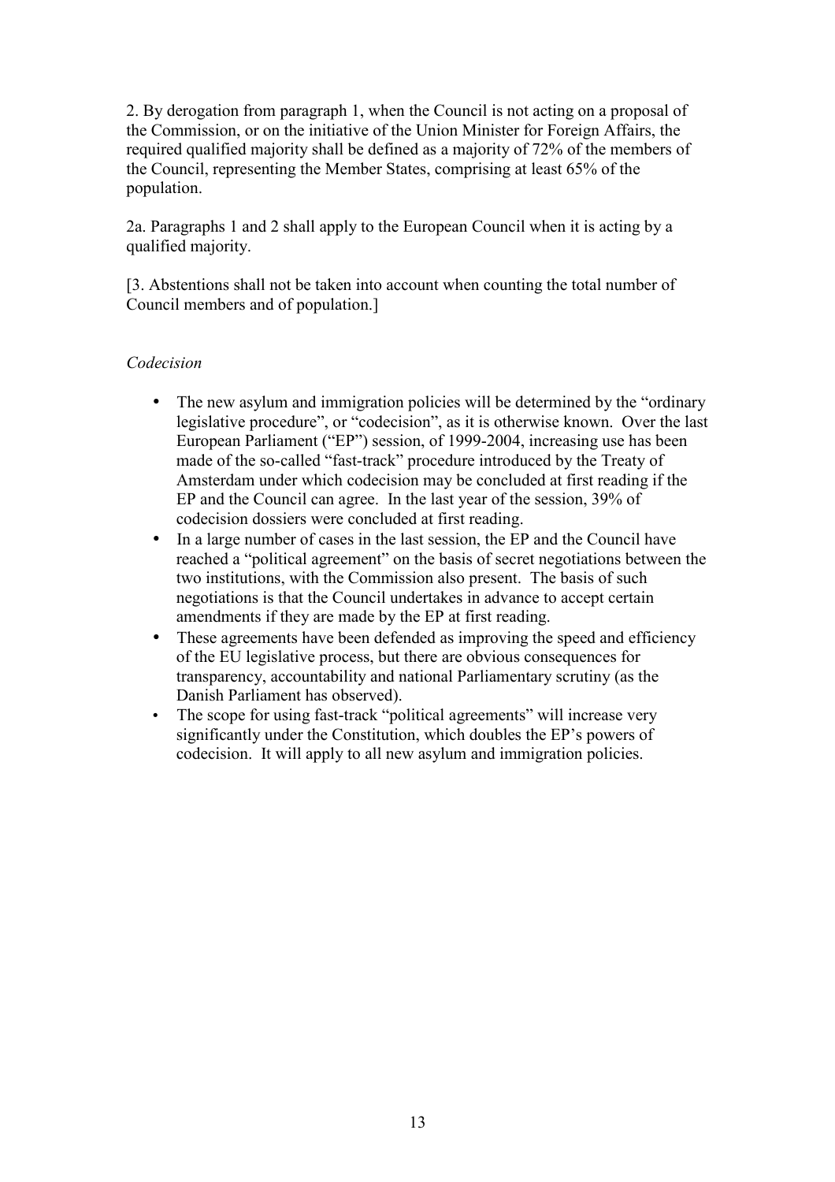2. By derogation from paragraph 1, when the Council is not acting on a proposal of the Commission, or on the initiative of the Union Minister for Foreign Affairs, the required qualified majority shall be defined as a majority of 72% of the members of the Council, representing the Member States, comprising at least 65% of the population.

2a. Paragraphs 1 and 2 shall apply to the European Council when it is acting by a qualified majority.

[3. Abstentions shall not be taken into account when counting the total number of Council members and of population.]

*Codecision*

- The new asylum and immigration policies will be determined by the "ordinary legislative procedure", or "codecision", as it is otherwise known. Over the last European Parliament ("EP") session, of 1999-2004, increasing use has been made of the so-called "fast-track" procedure introduced by the Treaty of Amsterdam under which codecision may be concluded at first reading if the EP and the Council can agree. In the last year of the session, 39% of codecision dossiers were concluded at first reading.
- In a large number of cases in the last session, the EP and the Council have reached a "political agreement" on the basis of secret negotiations between the two institutions, with the Commission also present. The basis of such negotiations is that the Council undertakes in advance to accept certain amendments if they are made by the EP at first reading.
- These agreements have been defended as improving the speed and efficiency of the EU legislative process, but there are obvious consequences for transparency, accountability and national Parliamentary scrutiny (as the Danish Parliament has observed).
- The scope for using fast-track "political agreements" will increase very significantly under the Constitution, which doubles the EP's powers of codecision. It will apply to all new asylum and immigration policies.